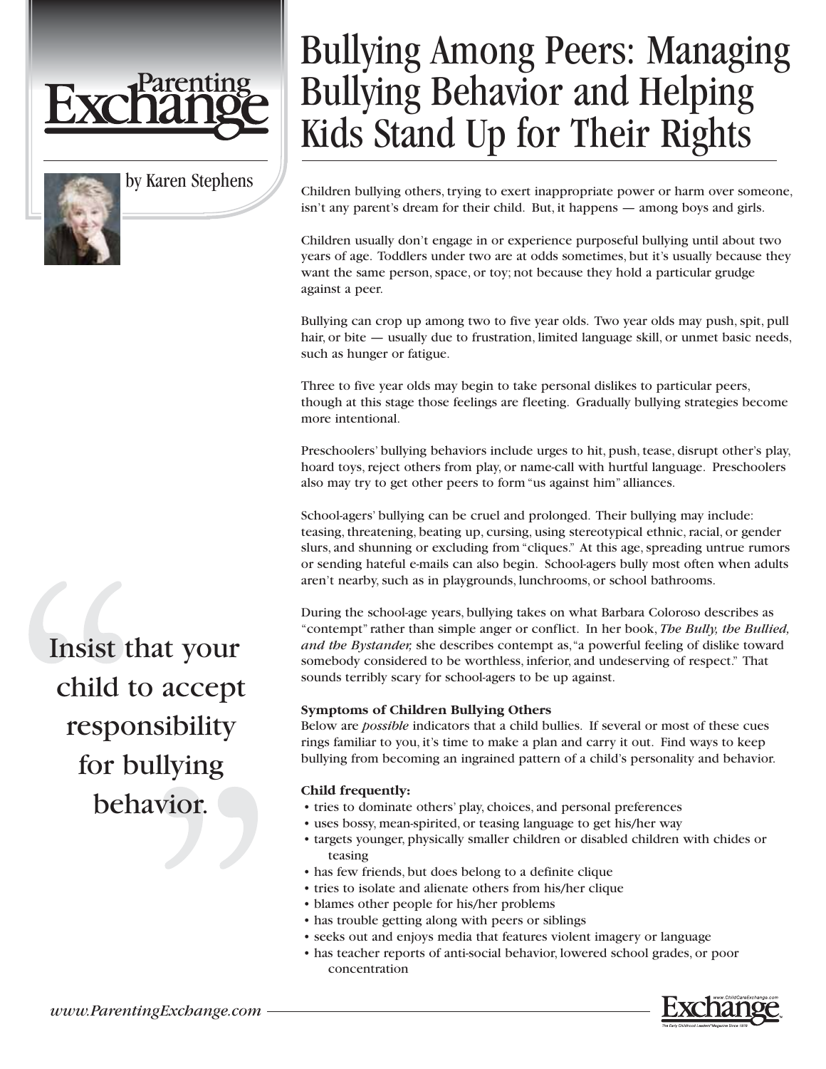# Bullying Among Peers: Managing Bullying Behavior and Helping Kids Stand Up for Their Rights

by Karen Stephens

Children bullying others, trying to exert inappropriate power or harm over someone, isn't any parent's dream for their child. But, it happens — among boys and girls.

Children usually don't engage in or experience purposeful bullying until about two years of age. Toddlers under two are at odds sometimes, but it's usually because they want the same person, space, or toy; not because they hold a particular grudge against a peer.

Bullying can crop up among two to five year olds. Two year olds may push, spit, pull hair, or bite — usually due to frustration, limited language skill, or unmet basic needs, such as hunger or fatigue.

Three to five year olds may begin to take personal dislikes to particular peers, though at this stage those feelings are fleeting. Gradually bullying strategies become more intentional.

Preschoolers' bullying behaviors include urges to hit, push, tease, disrupt other's play, hoard toys, reject others from play, or name-call with hurtful language. Preschoolers also may try to get other peers to form "us against him" alliances.

School-agers' bullying can be cruel and prolonged. Their bullying may include: teasing, threatening, beating up, cursing, using stereotypical ethnic, racial, or gender slurs, and shunning or excluding from "cliques." At this age, spreading untrue rumors or sending hateful e-mails can also begin. School-agers bully most often when adults aren't nearby, such as in playgrounds, lunchrooms, or school bathrooms.

During the school-age years, bullying takes on what Barbara Coloroso describes as "contempt" rather than simple anger or conflict. In her book, *The Bully, the Bullied, and the Bystander,* she describes contempt as, "a powerful feeling of dislike toward somebody considered to be worthless, inferior, and undeserving of respect." That sounds terribly scary for school-agers to be up against.

> "Insist that your child to accept responsibility for bullying behavior."

**Symptoms of Children Bullying Others**

Below are *possible* indicators that a child bullies. If several or most of these cues rings familiar to you, it's time to make a plan and carry it out. Find ways to keep bullying from becoming an ingrained pattern of a child's personality and behavior.

**Child frequently:**

- tries to dominate others' play, choices, and personal preferences
- uses bossy, mean-spirited, or teasing language to get his/her way
- targets younger, physically smaller children or disabled children with chides or teasing
- has few friends, but does belong to a definite clique
- tries to isolate and alienate others from his/her clique
- blames other people for his/her problems
- has trouble getting along with peers or siblings
- seeks out and enjoys media that features violent imagery or language
- has teacher reports of anti-social behavior, lowered school grades, or poor concentration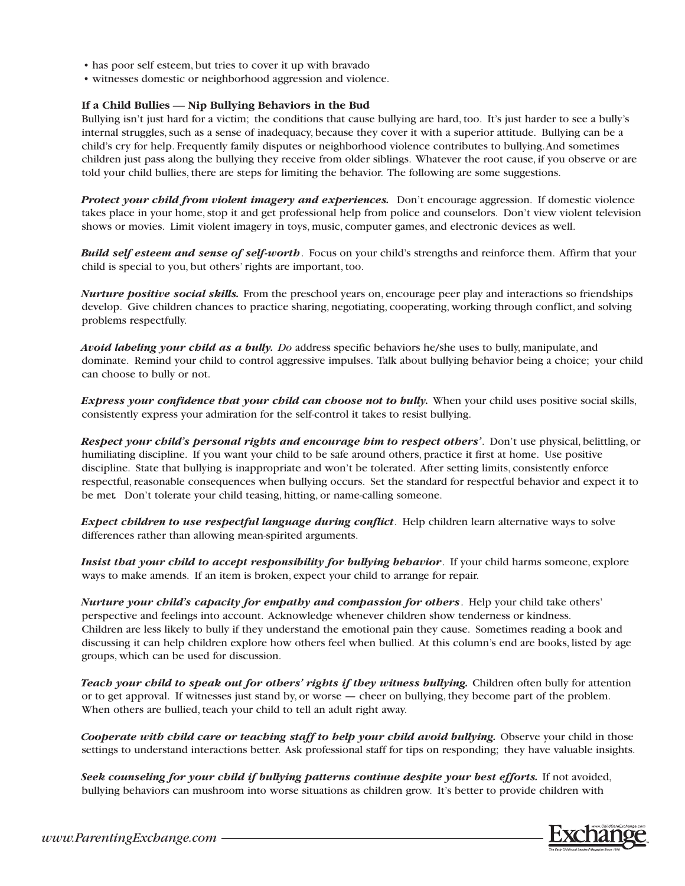- has poor self esteem, but tries to cover it up with bravado
- witnesses domestic or neighborhood aggression and violence.

### If a Child Bullies — Nip Bullying Behaviors in the Bud

Bullying isn't just hard for a victim; the conditions that cause bullying are hard, too. It's just harder to see a bully's internal struggles, such as a sense of inadequacy, because they cover it with a superior attitude. Bullying can be a child's cry for help. Frequently family disputes or neighborhood violence contributes to bullying. And sometimes children just pass along the bullying they receive from older siblings. Whatever the root cause, if you observe or are told your child bullies, there are steps for limiting the behavior. The following are some suggestions.

***Protect your child from violent imagery and experiences.*** Don't encourage aggression. If domestic violence takes place in your home, stop it and get professional help from police and counselors. Don't view violent television shows or movies. Limit violent imagery in toys, music, computer games, and electronic devices as well.

***Build self esteem and sense of self-worth***. Focus on your child's strengths and reinforce them. Affirm that your child is special to you, but others' rights are important, too.

***Nurture positive social skills.*** From the preschool years on, encourage peer play and interactions so friendships develop. Give children chances to practice sharing, negotiating, cooperating, working through conflict, and solving problems respectfully.

***Avoid labeling your child as a bully.*** *Do* address specific behaviors he/she uses to bully, manipulate, and dominate. Remind your child to control aggressive impulses. Talk about bullying behavior being a choice; your child can choose to bully or not.

***Express your confidence that your child can choose not to bully.*** When your child uses positive social skills, consistently express your admiration for the self-control it takes to resist bullying.

***Respect your child's personal rights and encourage him to respect others'***. Don't use physical, belittling, or humiliating discipline. If you want your child to be safe around others, practice it first at home. Use positive discipline. State that bullying is inappropriate and won't be tolerated. After setting limits, consistently enforce respectful, reasonable consequences when bullying occurs. Set the standard for respectful behavior and expect it to be met. Don't tolerate your child teasing, hitting, or name-calling someone.

***Expect children to use respectful language during conflict***. Help children learn alternative ways to solve differences rather than allowing mean-spirited arguments.

***Insist that your child to accept responsibility for bullying behavior***. If your child harms someone, explore ways to make amends. If an item is broken, expect your child to arrange for repair.

***Nurture your child's capacity for empathy and compassion for others***. Help your child take others' perspective and feelings into account. Acknowledge whenever children show tenderness or kindness. Children are less likely to bully if they understand the emotional pain they cause. Sometimes reading a book and discussing it can help children explore how others feel when bullied. At this column's end are books, listed by age groups, which can be used for discussion.

***Teach your child to speak out for others' rights if they witness bullying.*** Children often bully for attention or to get approval. If witnesses just stand by, or worse — cheer on bullying, they become part of the problem. When others are bullied, teach your child to tell an adult right away.

***Cooperate with child care or teaching staff to help your child avoid bullying.*** Observe your child in those settings to understand interactions better. Ask professional staff for tips on responding; they have valuable insights.

***Seek counseling for your child if bullying patterns continue despite your best efforts.*** If not avoided, bullying behaviors can mushroom into worse situations as children grow. It's better to provide children with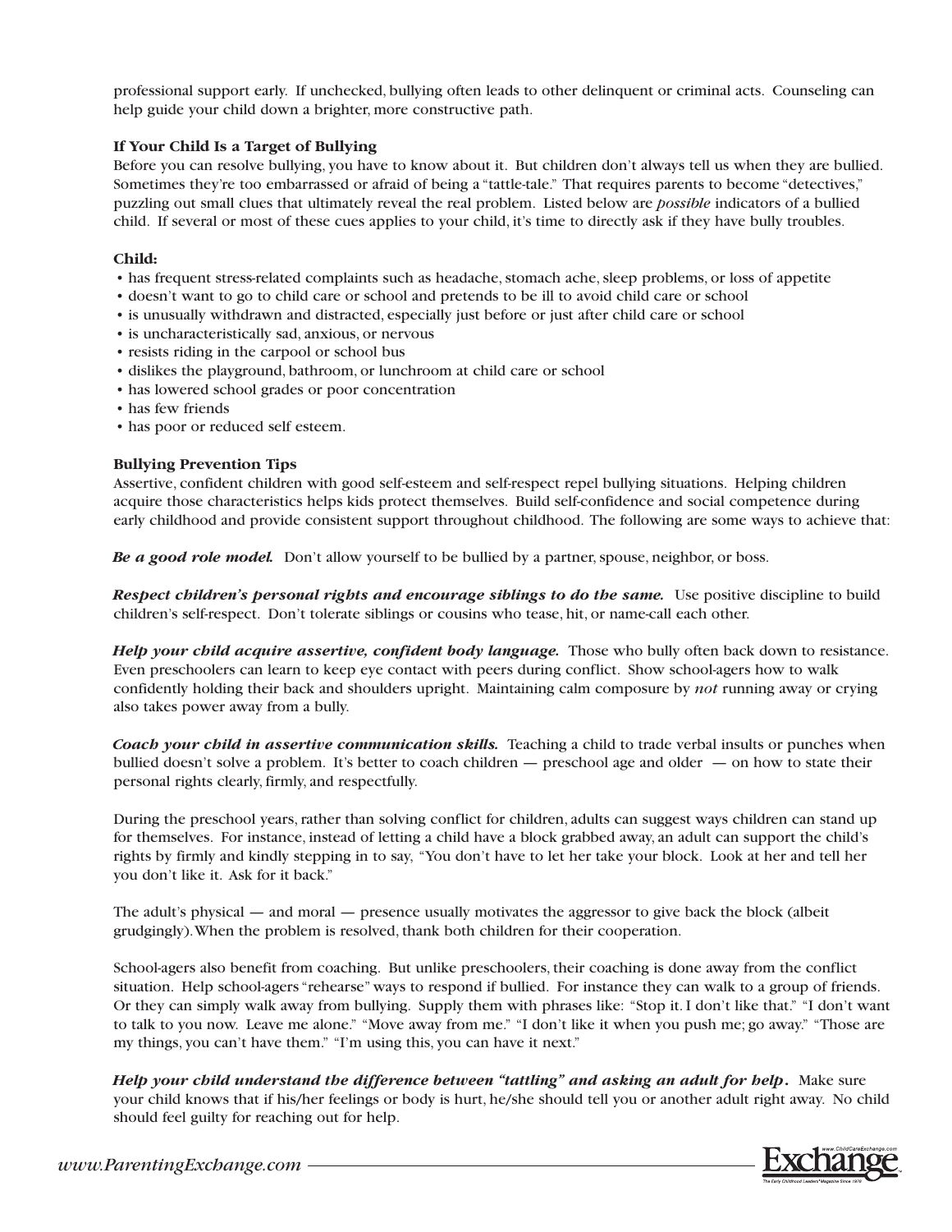professional support early. If unchecked, bullying often leads to other delinquent or criminal acts. Counseling can help guide your child down a brighter, more constructive path.

### If Your Child Is a Target of Bullying

Before you can resolve bullying, you have to know about it. But children don't always tell us when they are bullied. Sometimes they're too embarrassed or afraid of being a "tattle-tale." That requires parents to become "detectives," puzzling out small clues that ultimately reveal the real problem. Listed below are *possible* indicators of a bullied child. If several or most of these cues applies to your child, it's time to directly ask if they have bully troubles.

**Child:**

- has frequent stress-related complaints such as headache, stomach ache, sleep problems, or loss of appetite
- doesn't want to go to child care or school and pretends to be ill to avoid child care or school
- is unusually withdrawn and distracted, especially just before or just after child care or school
- is uncharacteristically sad, anxious, or nervous
- resists riding in the carpool or school bus
- dislikes the playground, bathroom, or lunchroom at child care or school
- has lowered school grades or poor concentration
- has few friends
- has poor or reduced self esteem.

### Bullying Prevention Tips

Assertive, confident children with good self-esteem and self-respect repel bullying situations. Helping children acquire those characteristics helps kids protect themselves. Build self-confidence and social competence during early childhood and provide consistent support throughout childhood. The following are some ways to achieve that:

***Be a good role model.*** Don't allow yourself to be bullied by a partner, spouse, neighbor, or boss.

***Respect children's personal rights and encourage siblings to do the same.*** Use positive discipline to build children's self-respect. Don't tolerate siblings or cousins who tease, hit, or name-call each other.

***Help your child acquire assertive, confident body language.*** Those who bully often back down to resistance. Even preschoolers can learn to keep eye contact with peers during conflict. Show school-agers how to walk confidently holding their back and shoulders upright. Maintaining calm composure by *not* running away or crying also takes power away from a bully.

***Coach your child in assertive communication skills.*** Teaching a child to trade verbal insults or punches when bullied doesn't solve a problem. It's better to coach children — preschool age and older — on how to state their personal rights clearly, firmly, and respectfully.

During the preschool years, rather than solving conflict for children, adults can suggest ways children can stand up for themselves. For instance, instead of letting a child have a block grabbed away, an adult can support the child's rights by firmly and kindly stepping in to say, "You don't have to let her take your block. Look at her and tell her you don't like it. Ask for it back."

The adult's physical — and moral — presence usually motivates the aggressor to give back the block (albeit grudgingly). When the problem is resolved, thank both children for their cooperation.

School-agers also benefit from coaching. But unlike preschoolers, their coaching is done away from the conflict situation. Help school-agers "rehearse" ways to respond if bullied. For instance they can walk to a group of friends. Or they can simply walk away from bullying. Supply them with phrases like: "Stop it. I don't like that." "I don't want to talk to you now. Leave me alone." "Move away from me." "I don't like it when you push me; go away." "Those are my things, you can't have them." "I'm using this, you can have it next."

***Help your child understand the difference between "tattling" and asking an adult for help.*** Make sure your child knows that if his/her feelings or body is hurt, he/she should tell you or another adult right away. No child should feel guilty for reaching out for help.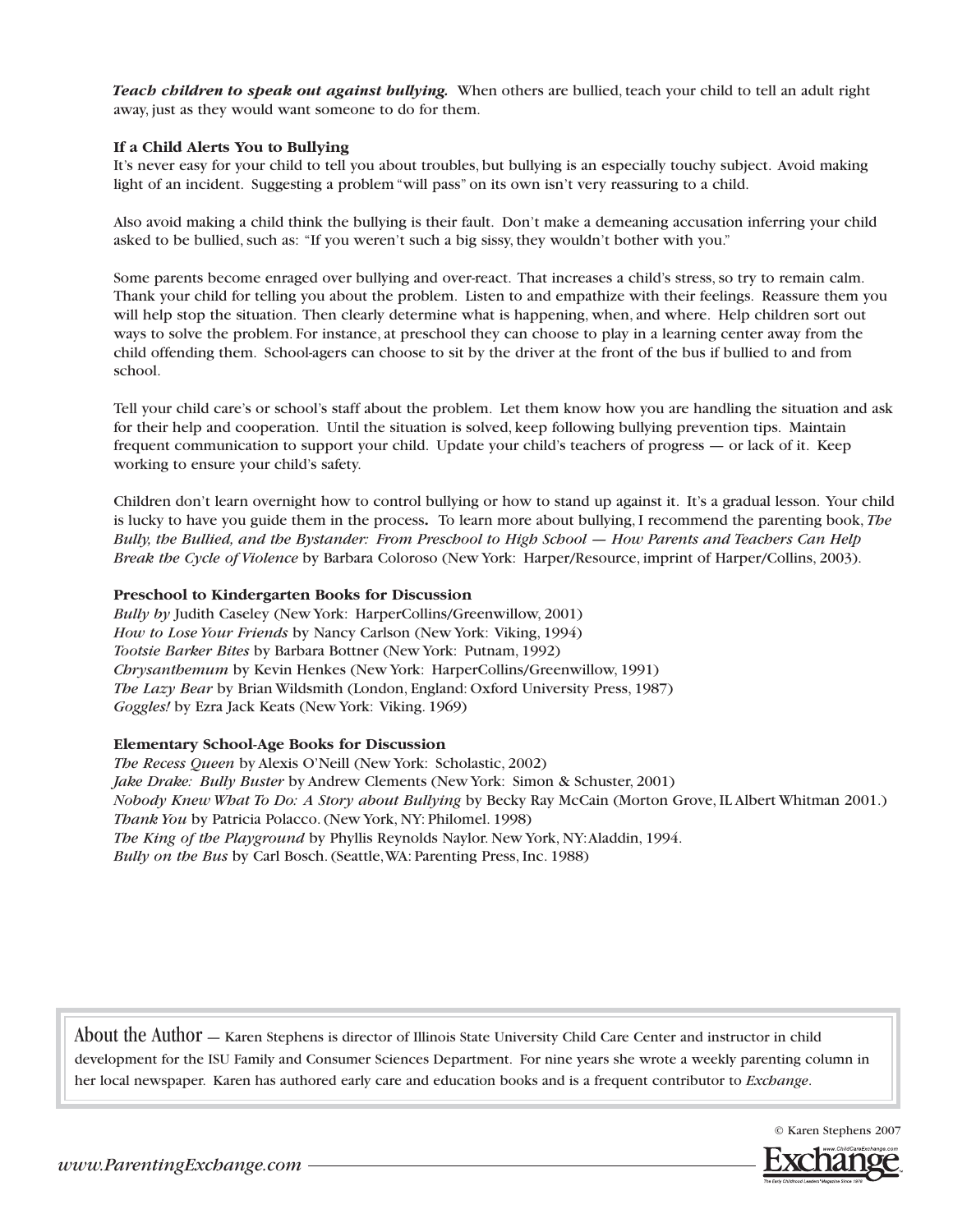***Teach children to speak out against bullying.*** When others are bullied, teach your child to tell an adult right away, just as they would want someone to do for them.

**If a Child Alerts You to Bullying**

It's never easy for your child to tell you about troubles, but bullying is an especially touchy subject. Avoid making light of an incident. Suggesting a problem "will pass" on its own isn't very reassuring to a child.

Also avoid making a child think the bullying is their fault. Don't make a demeaning accusation inferring your child asked to be bullied, such as: "If you weren't such a big sissy, they wouldn't bother with you."

Some parents become enraged over bullying and over-react. That increases a child's stress, so try to remain calm. Thank your child for telling you about the problem. Listen to and empathize with their feelings. Reassure them you will help stop the situation. Then clearly determine what is happening, when, and where. Help children sort out ways to solve the problem. For instance, at preschool they can choose to play in a learning center away from the child offending them. School-agers can choose to sit by the driver at the front of the bus if bullied to and from school.

Tell your child care's or school's staff about the problem. Let them know how you are handling the situation and ask for their help and cooperation. Until the situation is solved, keep following bullying prevention tips. Maintain frequent communication to support your child. Update your child's teachers of progress — or lack of it. Keep working to ensure your child's safety.

Children don't learn overnight how to control bullying or how to stand up against it. It's a gradual lesson. Your child is lucky to have you guide them in the process**.** To learn more about bullying, I recommend the parenting book, *The Bully, the Bullied, and the Bystander: From Preschool to High School — How Parents and Teachers Can Help Break the Cycle of Violence* by Barbara Coloroso (New York: Harper/Resource, imprint of Harper/Collins, 2003).

**Preschool to Kindergarten Books for Discussion**

*Bully by* Judith Caseley (New York: HarperCollins/Greenwillow, 2001)
*How to Lose Your Friends* by Nancy Carlson (New York: Viking, 1994)
*Tootsie Barker Bites* by Barbara Bottner (New York: Putnam, 1992)
*Chrysanthemum* by Kevin Henkes (New York: HarperCollins/Greenwillow, 1991)
*The Lazy Bear* by Brian Wildsmith (London, England: Oxford University Press, 1987)
*Goggles!* by Ezra Jack Keats (New York: Viking. 1969)

**Elementary School-Age Books for Discussion**

*The Recess Queen* by Alexis O'Neill (New York: Scholastic, 2002)
*Jake Drake: Bully Buster* by Andrew Clements (New York: Simon & Schuster, 2001)
*Nobody Knew What To Do: A Story about Bullying* by Becky Ray McCain (Morton Grove, IL Albert Whitman 2001.)
*Thank You* by Patricia Polacco. (New York, NY: Philomel. 1998)
*The King of the Playground* by Phyllis Reynolds Naylor. New York, NY: Aladdin, 1994.
*Bully on the Bus* by Carl Bosch. (Seattle, WA: Parenting Press, Inc. 1988)

About the Author — Karen Stephens is director of Illinois State University Child Care Center and instructor in child development for the ISU Family and Consumer Sciences Department. For nine years she wrote a weekly parenting column in her local newspaper. Karen has authored early care and education books and is a frequent contributor to *Exchange*.

© Karen Stephens 2007